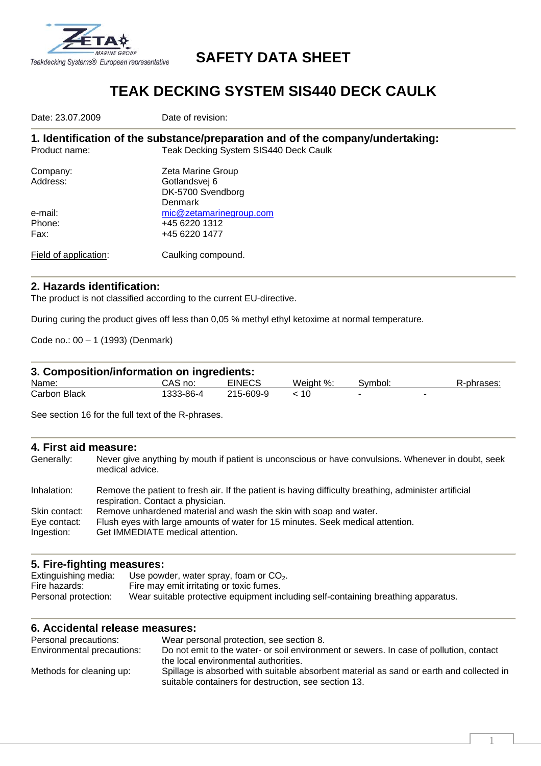Teakdecking Systems® European representative

# SAFETY DATA SHEET

# TEAK DECKING SYSTEM SIS440 DECK CAULK

Date: 23.07.2009 Date of revision:

## 1. Identification of the substance/preparation and of the company/undertaking:

| | |
|---|---|
| Product name: | Teak Decking System SIS440 Deck Caulk |
| Company: | Zeta Marine Group |
| Address: | Gotlandsvej 6<br>DK-5700 Svendborg<br>Denmark |
| e-mail: | mic@zetamarinegroup.com |
| Phone: | +45 6220 1312 |
| Fax: | +45 6220 1477 |
| Field of application: | Caulking compound. |

## 2. Hazards identification:

The product is not classified according to the current EU-directive.

During curing the product gives off less than 0,05 % methyl ethyl ketoxime at normal temperature.

Code no.: 00 – 1 (1993) (Denmark)

## 3. Composition/information on ingredients:

| Name: | CAS no: | EINECS | Weight %: | Symbol: | R-phrases: |
|---|---|---|---|---|---|
| Carbon Black | 1333-86-4 | 215-609-9 | < 10 | - | - |

See section 16 for the full text of the R-phrases.

## 4. First aid measure:

| | |
|---|---|
| Generally: | Never give anything by mouth if patient is unconscious or have convulsions. Whenever in doubt, seek medical advice. |
| Inhalation: | Remove the patient to fresh air. If the patient is having difficulty breathing, administer artificial respiration. Contact a physician. |
| Skin contact: | Remove unhardened material and wash the skin with soap and water. |
| Eye contact: | Flush eyes with large amounts of water for 15 minutes. Seek medical attention. |
| Ingestion: | Get IMMEDIATE medical attention. |

## 5. Fire-fighting measures:

| | |
|---|---|
| Extinguishing media: | Use powder, water spray, foam or $CO_2$. |
| Fire hazards: | Fire may emit irritating or toxic fumes. |
| Personal protection: | Wear suitable protective equipment including self-containing breathing apparatus. |

## 6. Accidental release measures:

| | |
|---|---|
| Personal precautions: | Wear personal protection, see section 8. |
| Environmental precautions: | Do not emit to the water- or soil environment or sewers. In case of pollution, contact the local environmental authorities. |
| Methods for cleaning up: | Spillage is absorbed with suitable absorbent material as sand or earth and collected in suitable containers for destruction, see section 13. |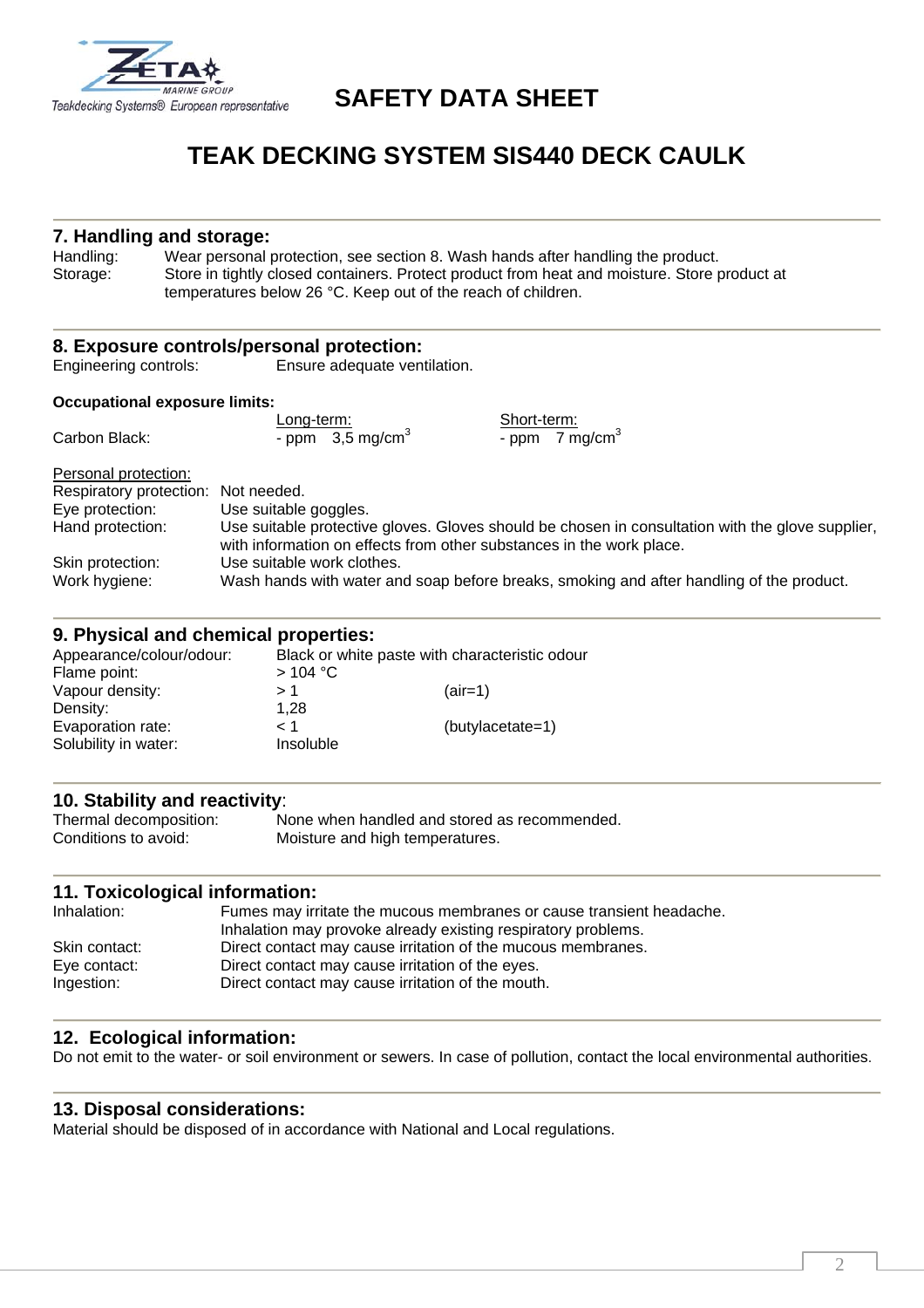# SAFETY DATA SHEET

# TEAK DECKING SYSTEM SIS440 DECK CAULK

## 7. Handling and storage:

| | |
|---|---|
| Handling: | Wear personal protection, see section 8. Wash hands after handling the product. |
| Storage: | Store in tightly closed containers. Protect product from heat and moisture. Store product at temperatures below 26 °C. Keep out of the reach of children. |

## 8. Exposure controls/personal protection:

Engineering controls: Ensure adequate ventilation.

**Occupational exposure limits:**

| | Long-term: | Short-term: |
|---|---|---|
| Carbon Black: | - ppm 3,5 mg/cm$^3$ | - ppm 7 mg/cm$^3$ |

Personal protection:

| | |
|---|---|
| Respiratory protection: | Not needed. |
| Eye protection: | Use suitable goggles. |
| Hand protection: | Use suitable protective gloves. Gloves should be chosen in consultation with the glove supplier, with information on effects from other substances in the work place. |
| Skin protection: | Use suitable work clothes. |
| Work hygiene: | Wash hands with water and soap before breaks, smoking and after handling of the product. |

## 9. Physical and chemical properties:

| | | |
|---|---|---|
| Appearance/colour/odour: | Black or white paste with characteristic odour | |
| Flame point: | > 104 °C | |
| Vapour density: | > 1 | (air=1) |
| Density: | 1,28 | |
| Evaporation rate: | < 1 | (butylacetate=1) |
| Solubility in water: | Insoluble | |

## 10. Stability and reactivity:

| | |
|---|---|
| Thermal decomposition: | None when handled and stored as recommended. |
| Conditions to avoid: | Moisture and high temperatures. |

## 11. Toxicological information:

| | |
|---|---|
| Inhalation: | Fumes may irritate the mucous membranes or cause transient headache. Inhalation may provoke already existing respiratory problems. |
| Skin contact: | Direct contact may cause irritation of the mucous membranes. |
| Eye contact: | Direct contact may cause irritation of the eyes. |
| Ingestion: | Direct contact may cause irritation of the mouth. |

## 12. Ecological information:

Do not emit to the water- or soil environment or sewers. In case of pollution, contact the local environmental authorities.

## 13. Disposal considerations:

Material should be disposed of in accordance with National and Local regulations.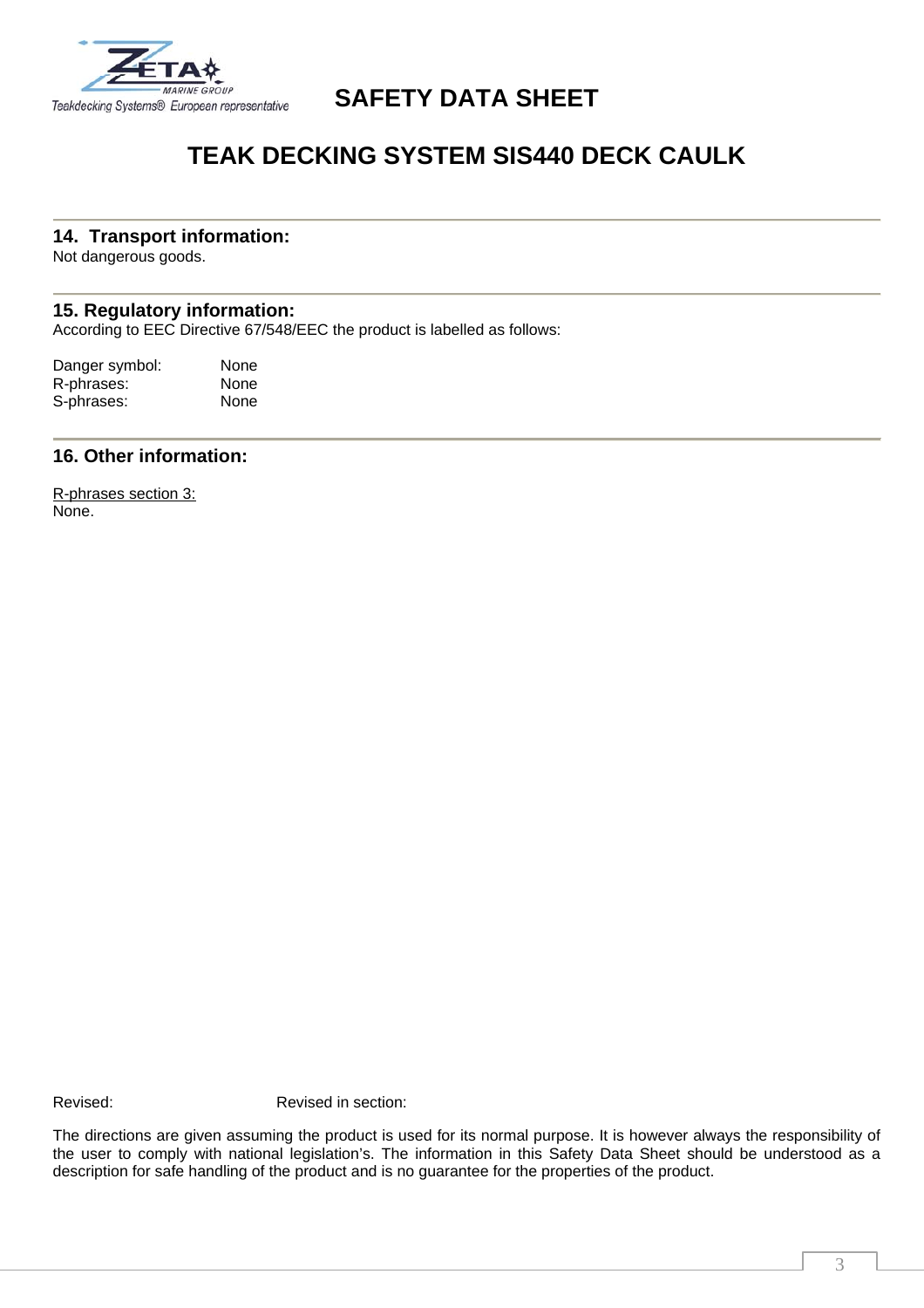## 14. Transport information:

Not dangerous goods.

## 15. Regulatory information:

According to EEC Directive 67/548/EEC the product is labelled as follows:

| | |
|---|---|
| Danger symbol: | None |
| R-phrases: | None |
| S-phrases: | None |

## 16. Other information:

R-phrases section 3:
None.

Revised: Revised in section:

The directions are given assuming the product is used for its normal purpose. It is however always the responsibility of the user to comply with national legislation's. The information in this Safety Data Sheet should be understood as a description for safe handling of the product and is no guarantee for the properties of the product.